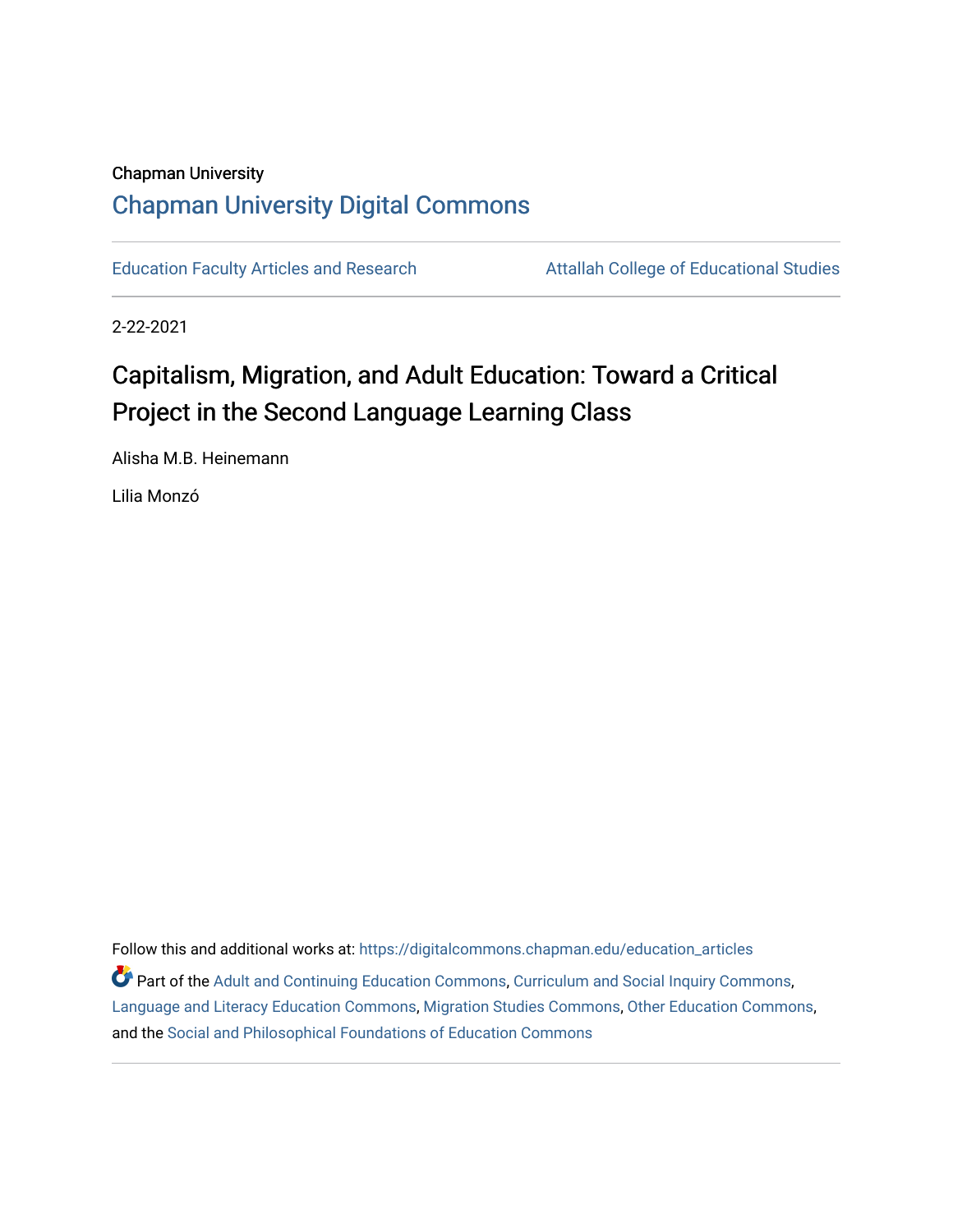Chapman University

## Chapman University Digital Commons

Education Faculty Articles and Research

Attallah College of Educational Studies

2-22-2021

# Capitalism, Migration, and Adult Education: Toward a Critical Project in the Second Language Learning Class

Alisha M.B. Heinemann

Lilia Monzó

Follow this and additional works at: https://digitalcommons.chapman.edu/education_articles

Part of the Adult and Continuing Education Commons, Curriculum and Social Inquiry Commons, Language and Literacy Education Commons, Migration Studies Commons, Other Education Commons, and the Social and Philosophical Foundations of Education Commons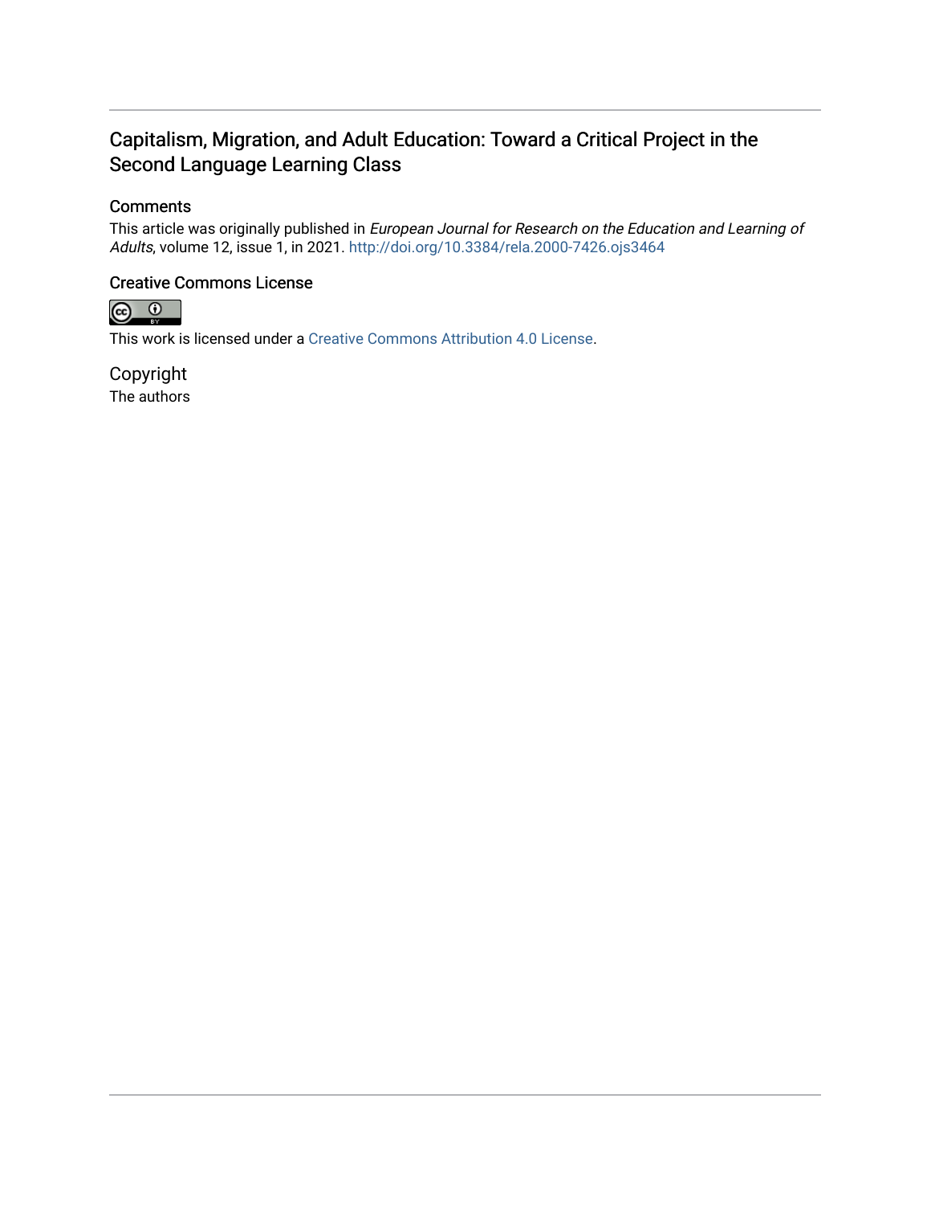# Capitalism, Migration, and Adult Education: Toward a Critical Project in the Second Language Learning Class

## Comments

This article was originally published in *European Journal for Research on the Education and Learning of Adults*, volume 12, issue 1, in 2021. http://doi.org/10.3384/rela.2000-7426.ojs3464

## Creative Commons License

This work is licensed under a Creative Commons Attribution 4.0 License.

## Copyright

The authors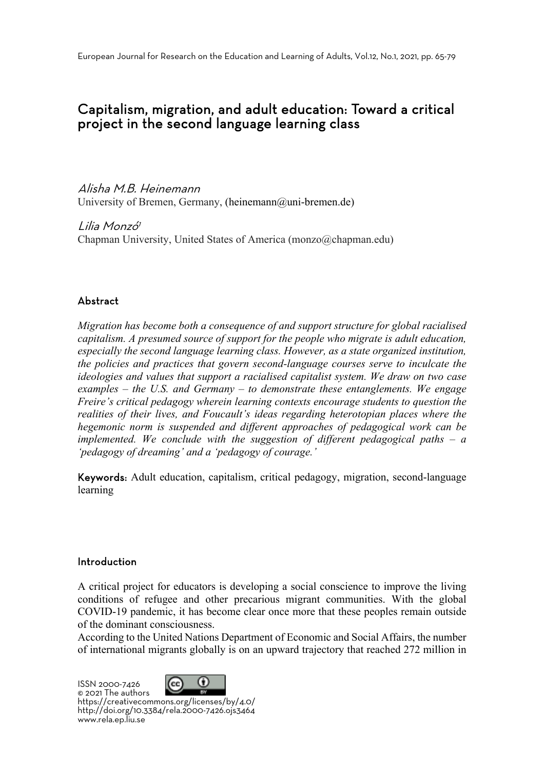# Capitalism, migration, and adult education: Toward a critical project in the second language learning class

*Alisha M.B. Heinemann*
University of Bremen, Germany, (heinemann@uni-bremen.de)

*Lilia Monzó*[1]
Chapman University, United States of America (monzo@chapman.edu)

## Abstract

*Migration has become both a consequence of and support structure for global racialised capitalism. A presumed source of support for the people who migrate is adult education, especially the second language learning class. However, as a state organized institution, the policies and practices that govern second-language courses serve to inculcate the ideologies and values that support a racialised capitalist system. We draw on two case examples – the U.S. and Germany – to demonstrate these entanglements. We engage Freire's critical pedagogy wherein learning contexts encourage students to question the realities of their lives, and Foucault's ideas regarding heterotopian places where the hegemonic norm is suspended and different approaches of pedagogical work can be implemented. We conclude with the suggestion of different pedagogical paths – a 'pedagogy of dreaming' and a 'pedagogy of courage.'*

**Keywords:** Adult education, capitalism, critical pedagogy, migration, second-language learning

## Introduction

A critical project for educators is developing a social conscience to improve the living conditions of refugee and other precarious migrant communities. With the global COVID-19 pandemic, it has become clear once more that these peoples remain outside of the dominant consciousness.

According to the United Nations Department of Economic and Social Affairs, the number of international migrants globally is on an upward trajectory that reached 272 million in

ISSN 2000-7426
© 2021 The authors
https://creativecommons.org/licenses/by/4.0/
http://doi.org/10.3384/rela.2000-7426.ojs3464
www.rela.ep.liu.se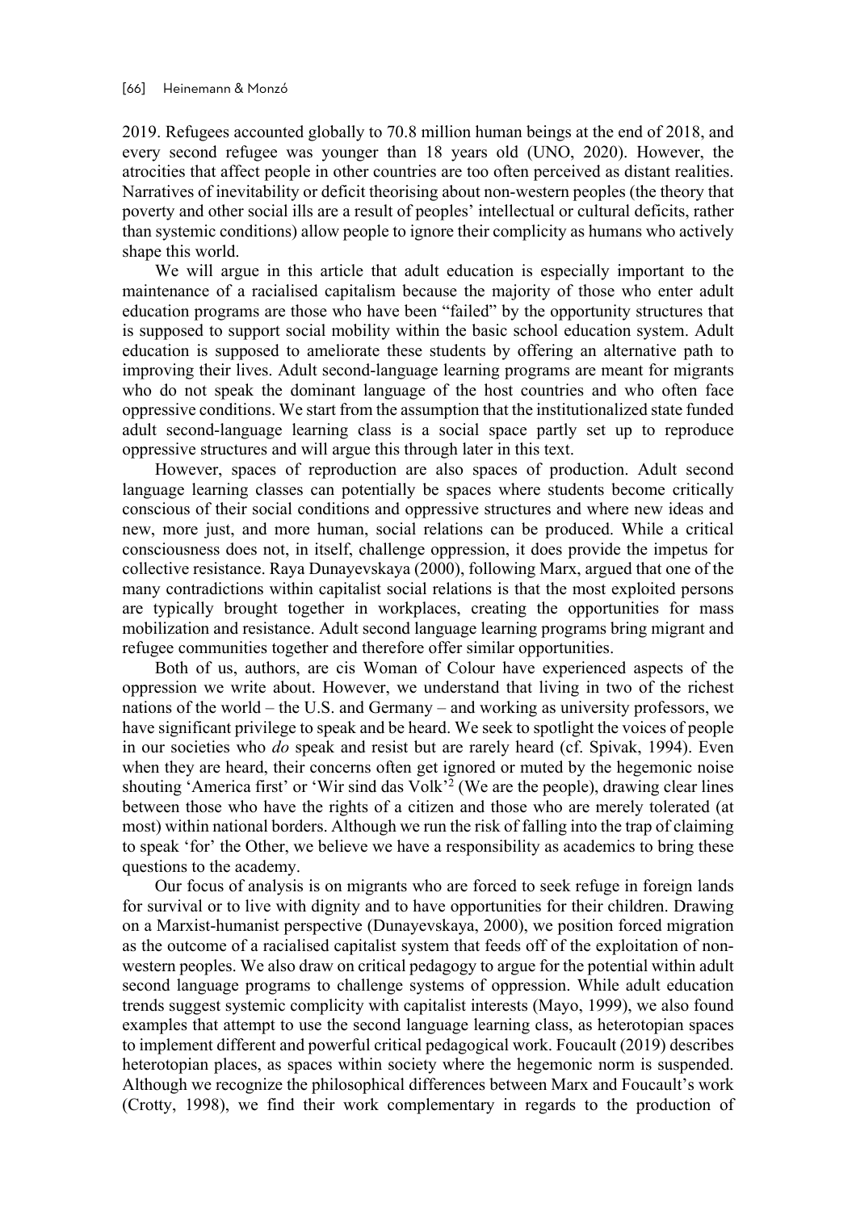2019. Refugees accounted globally to 70.8 million human beings at the end of 2018, and every second refugee was younger than 18 years old (UNO, 2020). However, the atrocities that affect people in other countries are too often perceived as distant realities. Narratives of inevitability or deficit theorising about non-western peoples (the theory that poverty and other social ills are a result of peoples' intellectual or cultural deficits, rather than systemic conditions) allow people to ignore their complicity as humans who actively shape this world.

We will argue in this article that adult education is especially important to the maintenance of a racialised capitalism because the majority of those who enter adult education programs are those who have been "failed" by the opportunity structures that is supposed to support social mobility within the basic school education system. Adult education is supposed to ameliorate these students by offering an alternative path to improving their lives. Adult second-language learning programs are meant for migrants who do not speak the dominant language of the host countries and who often face oppressive conditions. We start from the assumption that the institutionalized state funded adult second-language learning class is a social space partly set up to reproduce oppressive structures and will argue this through later in this text.

However, spaces of reproduction are also spaces of production. Adult second language learning classes can potentially be spaces where students become critically conscious of their social conditions and oppressive structures and where new ideas and new, more just, and more human, social relations can be produced. While a critical consciousness does not, in itself, challenge oppression, it does provide the impetus for collective resistance. Raya Dunayevskaya (2000), following Marx, argued that one of the many contradictions within capitalist social relations is that the most exploited persons are typically brought together in workplaces, creating the opportunities for mass mobilization and resistance. Adult second language learning programs bring migrant and refugee communities together and therefore offer similar opportunities.

Both of us, authors, are cis Woman of Colour have experienced aspects of the oppression we write about. However, we understand that living in two of the richest nations of the world – the U.S. and Germany – and working as university professors, we have significant privilege to speak and be heard. We seek to spotlight the voices of people in our societies who *do* speak and resist but are rarely heard (cf. Spivak, 1994). Even when they are heard, their concerns often get ignored or muted by the hegemonic noise shouting 'America first' or 'Wir sind das Volk'[2] (We are the people), drawing clear lines between those who have the rights of a citizen and those who are merely tolerated (at most) within national borders. Although we run the risk of falling into the trap of claiming to speak 'for' the Other, we believe we have a responsibility as academics to bring these questions to the academy.

Our focus of analysis is on migrants who are forced to seek refuge in foreign lands for survival or to live with dignity and to have opportunities for their children. Drawing on a Marxist-humanist perspective (Dunayevskaya, 2000), we position forced migration as the outcome of a racialised capitalist system that feeds off of the exploitation of non-western peoples. We also draw on critical pedagogy to argue for the potential within adult second language programs to challenge systems of oppression. While adult education trends suggest systemic complicity with capitalist interests (Mayo, 1999), we also found examples that attempt to use the second language learning class, as heterotopian spaces to implement different and powerful critical pedagogical work. Foucault (2019) describes heterotopian places, as spaces within society where the hegemonic norm is suspended. Although we recognize the philosophical differences between Marx and Foucault's work (Crotty, 1998), we find their work complementary in regards to the production of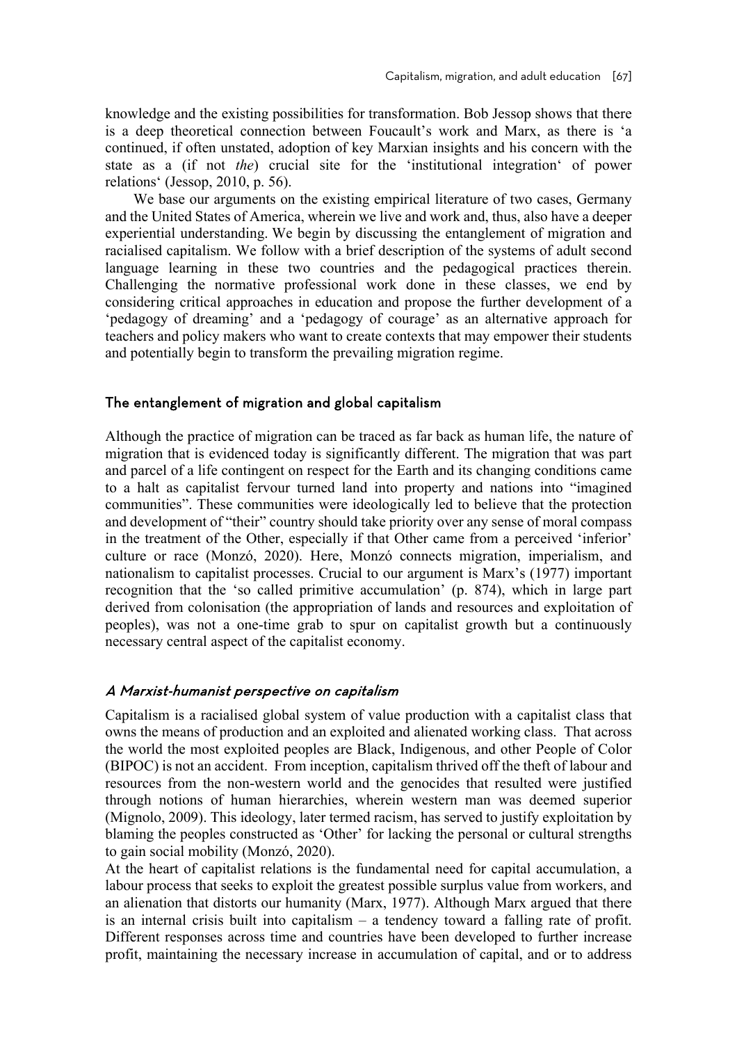knowledge and the existing possibilities for transformation. Bob Jessop shows that there is a deep theoretical connection between Foucault's work and Marx, as there is 'a continued, if often unstated, adoption of key Marxian insights and his concern with the state as a (if not *the*) crucial site for the 'institutional integration' of power relations' (Jessop, 2010, p. 56).

We base our arguments on the existing empirical literature of two cases, Germany and the United States of America, wherein we live and work and, thus, also have a deeper experiential understanding. We begin by discussing the entanglement of migration and racialised capitalism. We follow with a brief description of the systems of adult second language learning in these two countries and the pedagogical practices therein. Challenging the normative professional work done in these classes, we end by considering critical approaches in education and propose the further development of a 'pedagogy of dreaming' and a 'pedagogy of courage' as an alternative approach for teachers and policy makers who want to create contexts that may empower their students and potentially begin to transform the prevailing migration regime.

## The entanglement of migration and global capitalism

Although the practice of migration can be traced as far back as human life, the nature of migration that is evidenced today is significantly different. The migration that was part and parcel of a life contingent on respect for the Earth and its changing conditions came to a halt as capitalist fervour turned land into property and nations into "imagined communities". These communities were ideologically led to believe that the protection and development of "their" country should take priority over any sense of moral compass in the treatment of the Other, especially if that Other came from a perceived 'inferior' culture or race (Monzó, 2020). Here, Monzó connects migration, imperialism, and nationalism to capitalist processes. Crucial to our argument is Marx's (1977) important recognition that the 'so called primitive accumulation' (p. 874), which in large part derived from colonisation (the appropriation of lands and resources and exploitation of peoples), was not a one-time grab to spur on capitalist growth but a continuously necessary central aspect of the capitalist economy.

### *A Marxist-humanist perspective on capitalism*

Capitalism is a racialised global system of value production with a capitalist class that owns the means of production and an exploited and alienated working class. That across the world the most exploited peoples are Black, Indigenous, and other People of Color (BIPOC) is not an accident. From inception, capitalism thrived off the theft of labour and resources from the non-western world and the genocides that resulted were justified through notions of human hierarchies, wherein western man was deemed superior (Mignolo, 2009). This ideology, later termed racism, has served to justify exploitation by blaming the peoples constructed as 'Other' for lacking the personal or cultural strengths to gain social mobility (Monzó, 2020).

At the heart of capitalist relations is the fundamental need for capital accumulation, a labour process that seeks to exploit the greatest possible surplus value from workers, and an alienation that distorts our humanity (Marx, 1977). Although Marx argued that there is an internal crisis built into capitalism – a tendency toward a falling rate of profit. Different responses across time and countries have been developed to further increase profit, maintaining the necessary increase in accumulation of capital, and or to address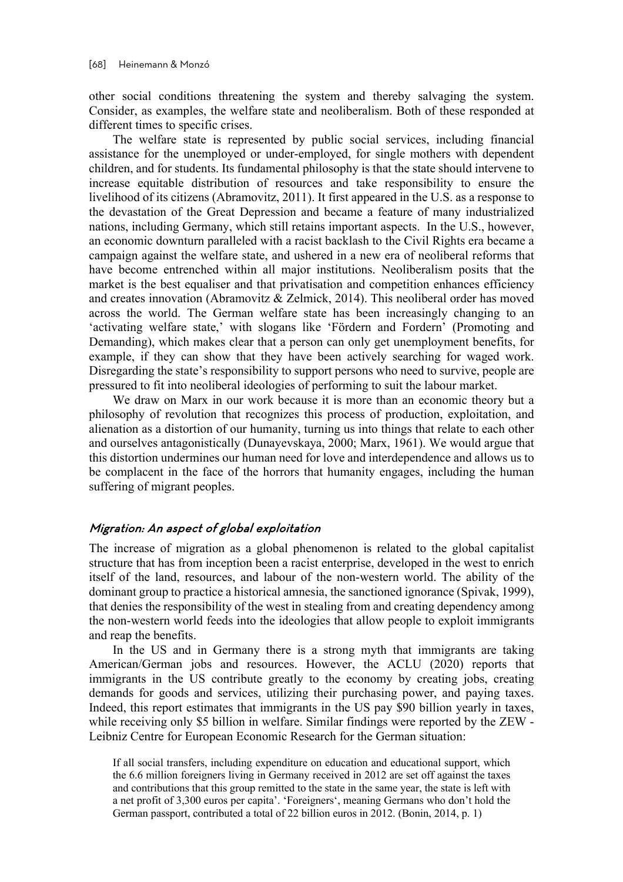other social conditions threatening the system and thereby salvaging the system. Consider, as examples, the welfare state and neoliberalism. Both of these responded at different times to specific crises.

The welfare state is represented by public social services, including financial assistance for the unemployed or under-employed, for single mothers with dependent children, and for students. Its fundamental philosophy is that the state should intervene to increase equitable distribution of resources and take responsibility to ensure the livelihood of its citizens (Abramovitz, 2011). It first appeared in the U.S. as a response to the devastation of the Great Depression and became a feature of many industrialized nations, including Germany, which still retains important aspects. In the U.S., however, an economic downturn paralleled with a racist backlash to the Civil Rights era became a campaign against the welfare state, and ushered in a new era of neoliberal reforms that have become entrenched within all major institutions. Neoliberalism posits that the market is the best equaliser and that privatisation and competition enhances efficiency and creates innovation (Abramovitz & Zelmick, 2014). This neoliberal order has moved across the world. The German welfare state has been increasingly changing to an 'activating welfare state,' with slogans like 'Fördern and Fordern' (Promoting and Demanding), which makes clear that a person can only get unemployment benefits, for example, if they can show that they have been actively searching for waged work. Disregarding the state's responsibility to support persons who need to survive, people are pressured to fit into neoliberal ideologies of performing to suit the labour market.

We draw on Marx in our work because it is more than an economic theory but a philosophy of revolution that recognizes this process of production, exploitation, and alienation as a distortion of our humanity, turning us into things that relate to each other and ourselves antagonistically (Dunayevskaya, 2000; Marx, 1961). We would argue that this distortion undermines our human need for love and interdependence and allows us to be complacent in the face of the horrors that humanity engages, including the human suffering of migrant peoples.

## *Migration: An aspect of global exploitation*

The increase of migration as a global phenomenon is related to the global capitalist structure that has from inception been a racist enterprise, developed in the west to enrich itself of the land, resources, and labour of the non-western world. The ability of the dominant group to practice a historical amnesia, the sanctioned ignorance (Spivak, 1999), that denies the responsibility of the west in stealing from and creating dependency among the non-western world feeds into the ideologies that allow people to exploit immigrants and reap the benefits.

In the US and in Germany there is a strong myth that immigrants are taking American/German jobs and resources. However, the ACLU (2020) reports that immigrants in the US contribute greatly to the economy by creating jobs, creating demands for goods and services, utilizing their purchasing power, and paying taxes. Indeed, this report estimates that immigrants in the US pay $90 billion yearly in taxes, while receiving only $5 billion in welfare. Similar findings were reported by the ZEW - Leibniz Centre for European Economic Research for the German situation:

> If all social transfers, including expenditure on education and educational support, which the 6.6 million foreigners living in Germany received in 2012 are set off against the taxes and contributions that this group remitted to the state in the same year, the state is left with a net profit of 3,300 euros per capita'. 'Foreigners', meaning Germans who don't hold the German passport, contributed a total of 22 billion euros in 2012. (Bonin, 2014, p. 1)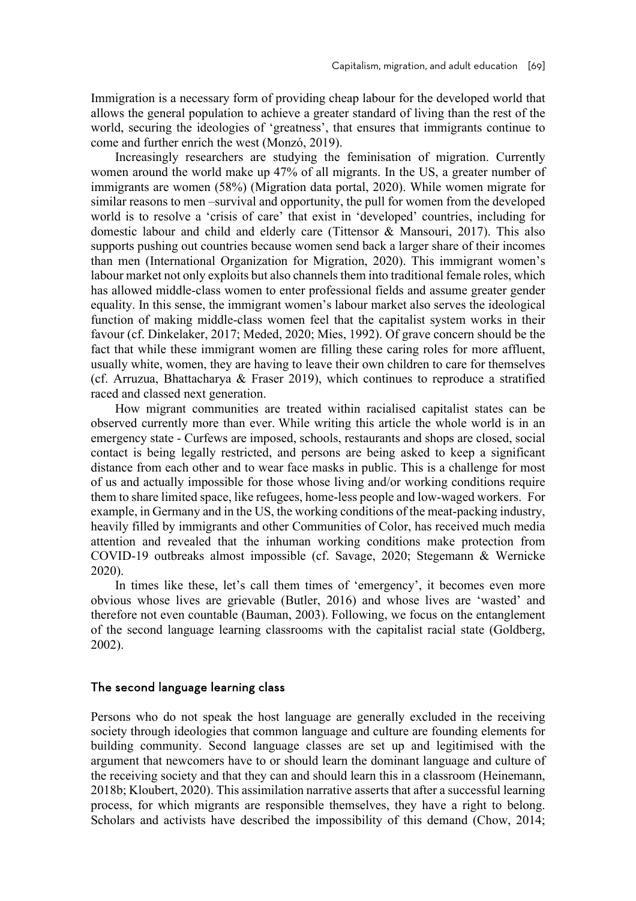Immigration is a necessary form of providing cheap labour for the developed world that allows the general population to achieve a greater standard of living than the rest of the world, securing the ideologies of 'greatness', that ensures that immigrants continue to come and further enrich the west (Monzó, 2019).

Increasingly researchers are studying the feminisation of migration. Currently women around the world make up 47% of all migrants. In the US, a greater number of immigrants are women (58%) (Migration data portal, 2020). While women migrate for similar reasons to men –survival and opportunity, the pull for women from the developed world is to resolve a 'crisis of care' that exist in 'developed' countries, including for domestic labour and child and elderly care (Tittensor & Mansouri, 2017). This also supports pushing out countries because women send back a larger share of their incomes than men (International Organization for Migration, 2020). This immigrant women's labour market not only exploits but also channels them into traditional female roles, which has allowed middle-class women to enter professional fields and assume greater gender equality. In this sense, the immigrant women's labour market also serves the ideological function of making middle-class women feel that the capitalist system works in their favour (cf. Dinkelaker, 2017; Meded, 2020; Mies, 1992). Of grave concern should be the fact that while these immigrant women are filling these caring roles for more affluent, usually white, women, they are having to leave their own children to care for themselves (cf. Arruzua, Bhattacharya & Fraser 2019), which continues to reproduce a stratified raced and classed next generation.

How migrant communities are treated within racialised capitalist states can be observed currently more than ever. While writing this article the whole world is in an emergency state - Curfews are imposed, schools, restaurants and shops are closed, social contact is being legally restricted, and persons are being asked to keep a significant distance from each other and to wear face masks in public. This is a challenge for most of us and actually impossible for those whose living and/or working conditions require them to share limited space, like refugees, home-less people and low-waged workers. For example, in Germany and in the US, the working conditions of the meat-packing industry, heavily filled by immigrants and other Communities of Color, has received much media attention and revealed that the inhuman working conditions make protection from COVID-19 outbreaks almost impossible (cf. Savage, 2020; Stegemann & Wernicke 2020).

In times like these, let's call them times of 'emergency', it becomes even more obvious whose lives are grievable (Butler, 2016) and whose lives are 'wasted' and therefore not even countable (Bauman, 2003). Following, we focus on the entanglement of the second language learning classrooms with the capitalist racial state (Goldberg, 2002).

## The second language learning class

Persons who do not speak the host language are generally excluded in the receiving society through ideologies that common language and culture are founding elements for building community. Second language classes are set up and legitimised with the argument that newcomers have to or should learn the dominant language and culture of the receiving society and that they can and should learn this in a classroom (Heinemann, 2018b; Kloubert, 2020). This assimilation narrative asserts that after a successful learning process, for which migrants are responsible themselves, they have a right to belong. Scholars and activists have described the impossibility of this demand (Chow, 2014;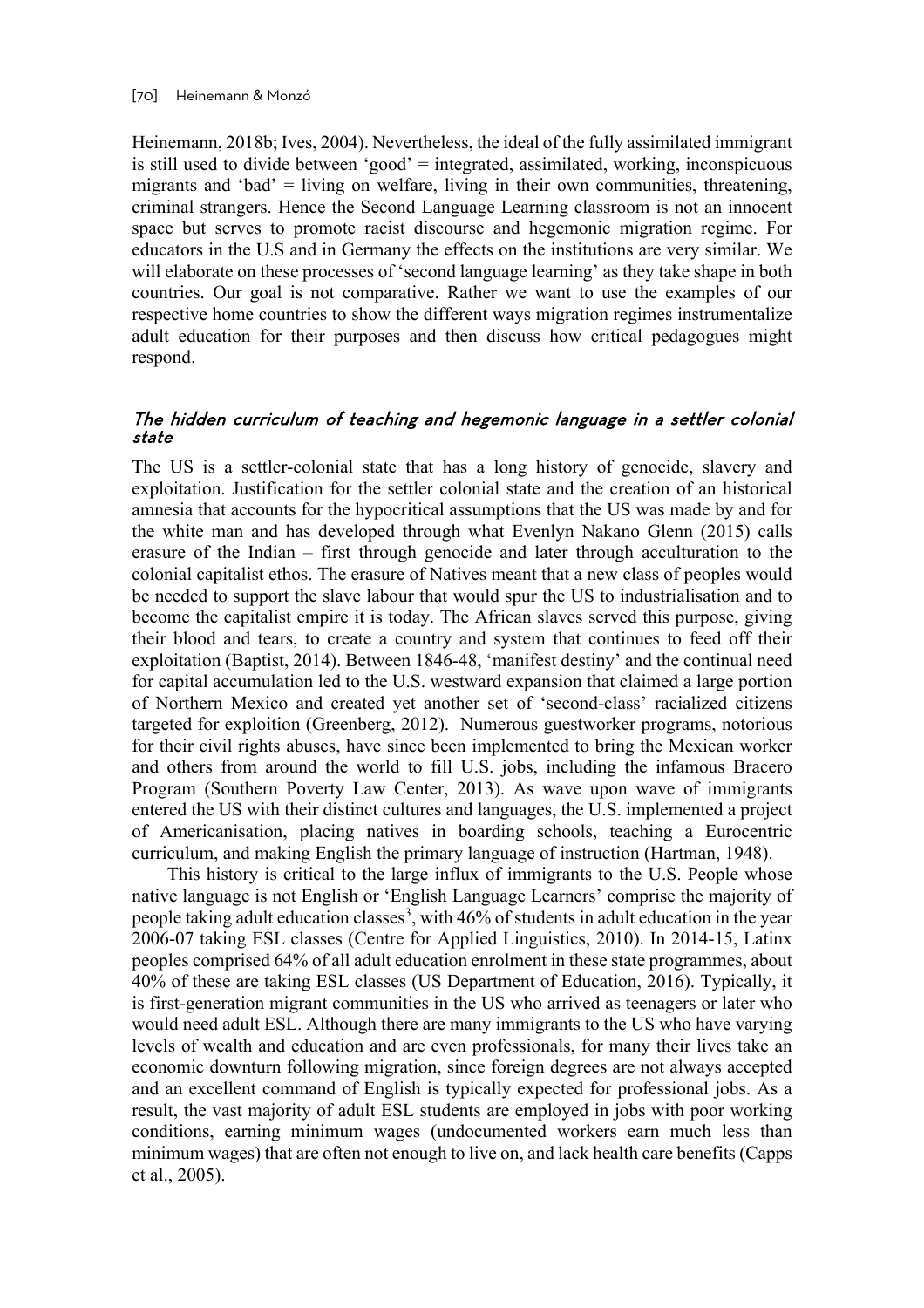Heinemann, 2018b; Ives, 2004). Nevertheless, the ideal of the fully assimilated immigrant is still used to divide between 'good' = integrated, assimilated, working, inconspicuous migrants and 'bad' = living on welfare, living in their own communities, threatening, criminal strangers. Hence the Second Language Learning classroom is not an innocent space but serves to promote racist discourse and hegemonic migration regime. For educators in the U.S and in Germany the effects on the institutions are very similar. We will elaborate on these processes of 'second language learning' as they take shape in both countries. Our goal is not comparative. Rather we want to use the examples of our respective home countries to show the different ways migration regimes instrumentalize adult education for their purposes and then discuss how critical pedagogues might respond.

### *The hidden curriculum of teaching and hegemonic language in a settler colonial state*

The US is a settler-colonial state that has a long history of genocide, slavery and exploitation. Justification for the settler colonial state and the creation of an historical amnesia that accounts for the hypocritical assumptions that the US was made by and for the white man and has developed through what Evenlyn Nakano Glenn (2015) calls erasure of the Indian – first through genocide and later through acculturation to the colonial capitalist ethos. The erasure of Natives meant that a new class of peoples would be needed to support the slave labour that would spur the US to industrialisation and to become the capitalist empire it is today. The African slaves served this purpose, giving their blood and tears, to create a country and system that continues to feed off their exploitation (Baptist, 2014). Between 1846-48, 'manifest destiny' and the continual need for capital accumulation led to the U.S. westward expansion that claimed a large portion of Northern Mexico and created yet another set of 'second-class' racialized citizens targeted for exploition (Greenberg, 2012). Numerous guestworker programs, notorious for their civil rights abuses, have since been implemented to bring the Mexican worker and others from around the world to fill U.S. jobs, including the infamous Bracero Program (Southern Poverty Law Center, 2013). As wave upon wave of immigrants entered the US with their distinct cultures and languages, the U.S. implemented a project of Americanisation, placing natives in boarding schools, teaching a Eurocentric curriculum, and making English the primary language of instruction (Hartman, 1948).

This history is critical to the large influx of immigrants to the U.S. People whose native language is not English or 'English Language Learners' comprise the majority of people taking adult education classes[3], with 46% of students in adult education in the year 2006-07 taking ESL classes (Centre for Applied Linguistics, 2010). In 2014-15, Latinx peoples comprised 64% of all adult education enrolment in these state programmes, about 40% of these are taking ESL classes (US Department of Education, 2016). Typically, it is first-generation migrant communities in the US who arrived as teenagers or later who would need adult ESL. Although there are many immigrants to the US who have varying levels of wealth and education and are even professionals, for many their lives take an economic downturn following migration, since foreign degrees are not always accepted and an excellent command of English is typically expected for professional jobs. As a result, the vast majority of adult ESL students are employed in jobs with poor working conditions, earning minimum wages (undocumented workers earn much less than minimum wages) that are often not enough to live on, and lack health care benefits (Capps et al., 2005).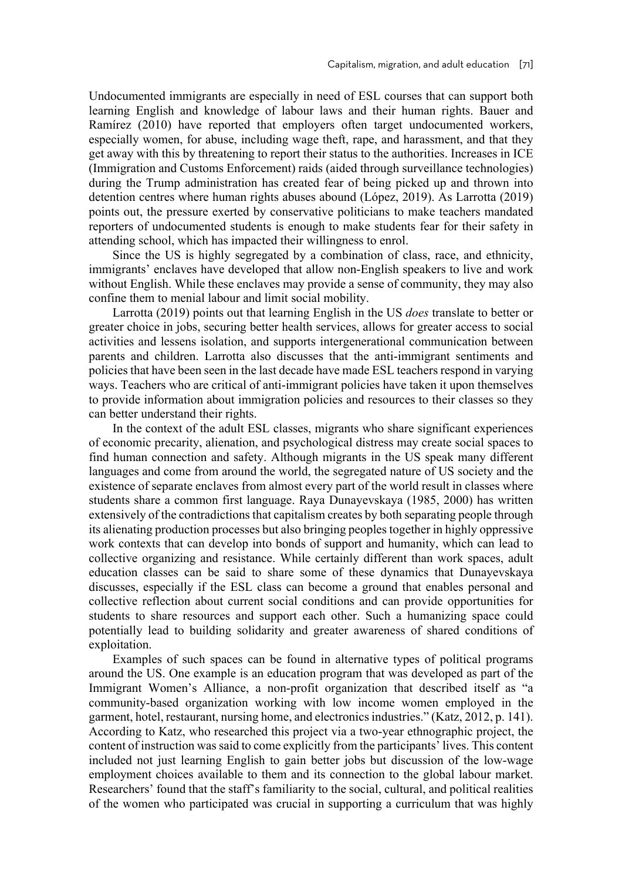Undocumented immigrants are especially in need of ESL courses that can support both learning English and knowledge of labour laws and their human rights. Bauer and Ramírez (2010) have reported that employers often target undocumented workers, especially women, for abuse, including wage theft, rape, and harassment, and that they get away with this by threatening to report their status to the authorities. Increases in ICE (Immigration and Customs Enforcement) raids (aided through surveillance technologies) during the Trump administration has created fear of being picked up and thrown into detention centres where human rights abuses abound (López, 2019). As Larrotta (2019) points out, the pressure exerted by conservative politicians to make teachers mandated reporters of undocumented students is enough to make students fear for their safety in attending school, which has impacted their willingness to enrol.

Since the US is highly segregated by a combination of class, race, and ethnicity, immigrants' enclaves have developed that allow non-English speakers to live and work without English. While these enclaves may provide a sense of community, they may also confine them to menial labour and limit social mobility.

Larrotta (2019) points out that learning English in the US *does* translate to better or greater choice in jobs, securing better health services, allows for greater access to social activities and lessens isolation, and supports intergenerational communication between parents and children. Larrotta also discusses that the anti-immigrant sentiments and policies that have been seen in the last decade have made ESL teachers respond in varying ways. Teachers who are critical of anti-immigrant policies have taken it upon themselves to provide information about immigration policies and resources to their classes so they can better understand their rights.

In the context of the adult ESL classes, migrants who share significant experiences of economic precarity, alienation, and psychological distress may create social spaces to find human connection and safety. Although migrants in the US speak many different languages and come from around the world, the segregated nature of US society and the existence of separate enclaves from almost every part of the world result in classes where students share a common first language. Raya Dunayevskaya (1985, 2000) has written extensively of the contradictions that capitalism creates by both separating people through its alienating production processes but also bringing peoples together in highly oppressive work contexts that can develop into bonds of support and humanity, which can lead to collective organizing and resistance. While certainly different than work spaces, adult education classes can be said to share some of these dynamics that Dunayevskaya discusses, especially if the ESL class can become a ground that enables personal and collective reflection about current social conditions and can provide opportunities for students to share resources and support each other. Such a humanizing space could potentially lead to building solidarity and greater awareness of shared conditions of exploitation.

Examples of such spaces can be found in alternative types of political programs around the US. One example is an education program that was developed as part of the Immigrant Women's Alliance, a non-profit organization that described itself as "a community-based organization working with low income women employed in the garment, hotel, restaurant, nursing home, and electronics industries." (Katz, 2012, p. 141). According to Katz, who researched this project via a two-year ethnographic project, the content of instruction was said to come explicitly from the participants' lives. This content included not just learning English to gain better jobs but discussion of the low-wage employment choices available to them and its connection to the global labour market. Researchers' found that the staff's familiarity to the social, cultural, and political realities of the women who participated was crucial in supporting a curriculum that was highly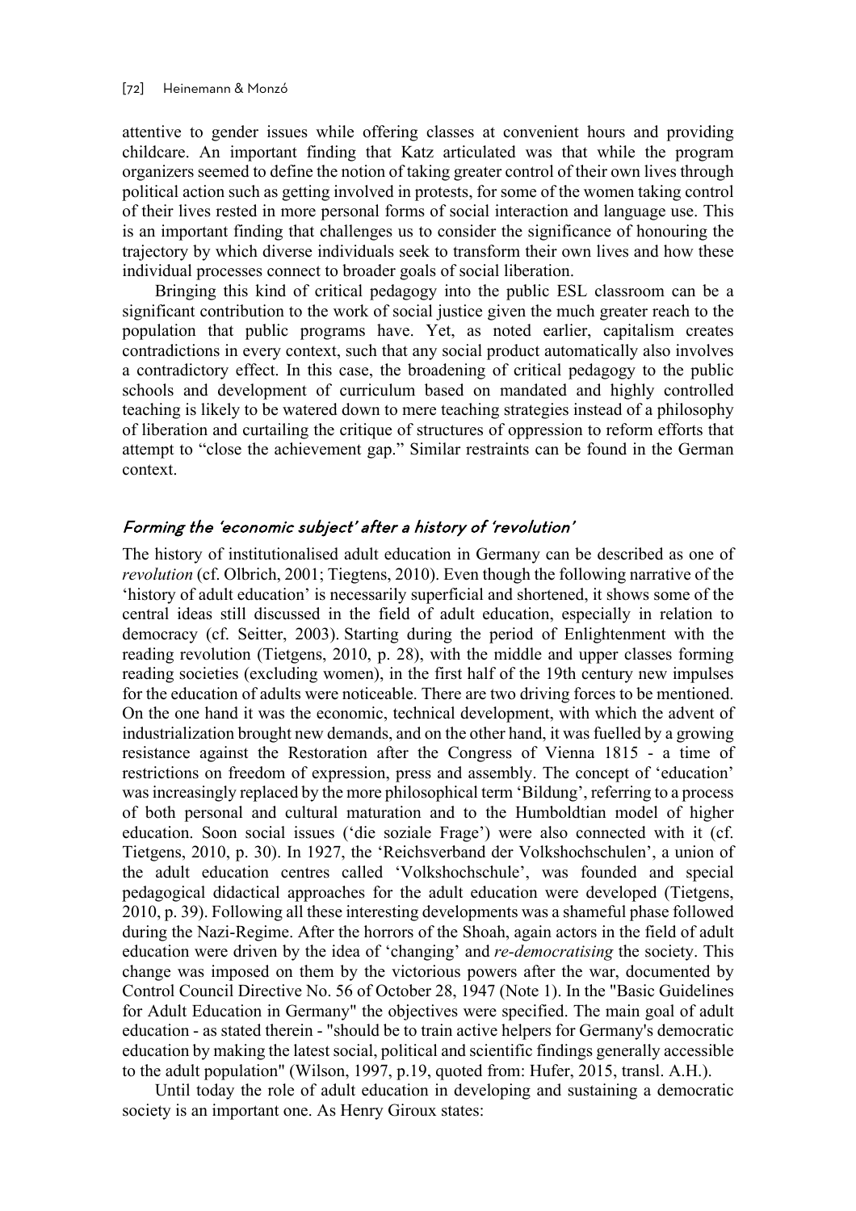attentive to gender issues while offering classes at convenient hours and providing childcare. An important finding that Katz articulated was that while the program organizers seemed to define the notion of taking greater control of their own lives through political action such as getting involved in protests, for some of the women taking control of their lives rested in more personal forms of social interaction and language use. This is an important finding that challenges us to consider the significance of honouring the trajectory by which diverse individuals seek to transform their own lives and how these individual processes connect to broader goals of social liberation.

Bringing this kind of critical pedagogy into the public ESL classroom can be a significant contribution to the work of social justice given the much greater reach to the population that public programs have. Yet, as noted earlier, capitalism creates contradictions in every context, such that any social product automatically also involves a contradictory effect. In this case, the broadening of critical pedagogy to the public schools and development of curriculum based on mandated and highly controlled teaching is likely to be watered down to mere teaching strategies instead of a philosophy of liberation and curtailing the critique of structures of oppression to reform efforts that attempt to "close the achievement gap." Similar restraints can be found in the German context.

### *Forming the 'economic subject' after a history of 'revolution'*

The history of institutionalised adult education in Germany can be described as one of *revolution* (cf. Olbrich, 2001; Tiegtens, 2010). Even though the following narrative of the 'history of adult education' is necessarily superficial and shortened, it shows some of the central ideas still discussed in the field of adult education, especially in relation to democracy (cf. Seitter, 2003). Starting during the period of Enlightenment with the reading revolution (Tietgens, 2010, p. 28), with the middle and upper classes forming reading societies (excluding women), in the first half of the 19th century new impulses for the education of adults were noticeable. There are two driving forces to be mentioned. On the one hand it was the economic, technical development, with which the advent of industrialization brought new demands, and on the other hand, it was fuelled by a growing resistance against the Restoration after the Congress of Vienna 1815 - a time of restrictions on freedom of expression, press and assembly. The concept of 'education' was increasingly replaced by the more philosophical term 'Bildung', referring to a process of both personal and cultural maturation and to the Humboldtian model of higher education. Soon social issues ('die soziale Frage') were also connected with it (cf. Tietgens, 2010, p. 30). In 1927, the 'Reichsverband der Volkshochschulen', a union of the adult education centres called 'Volkshochschule', was founded and special pedagogical didactical approaches for the adult education were developed (Tietgens, 2010, p. 39). Following all these interesting developments was a shameful phase followed during the Nazi-Regime. After the horrors of the Shoah, again actors in the field of adult education were driven by the idea of 'changing' and *re-democratising* the society. This change was imposed on them by the victorious powers after the war, documented by Control Council Directive No. 56 of October 28, 1947 (Note 1). In the "Basic Guidelines for Adult Education in Germany" the objectives were specified. The main goal of adult education - as stated therein - "should be to train active helpers for Germany's democratic education by making the latest social, political and scientific findings generally accessible to the adult population" (Wilson, 1997, p.19, quoted from: Hufer, 2015, transl. A.H.).

Until today the role of adult education in developing and sustaining a democratic society is an important one. As Henry Giroux states: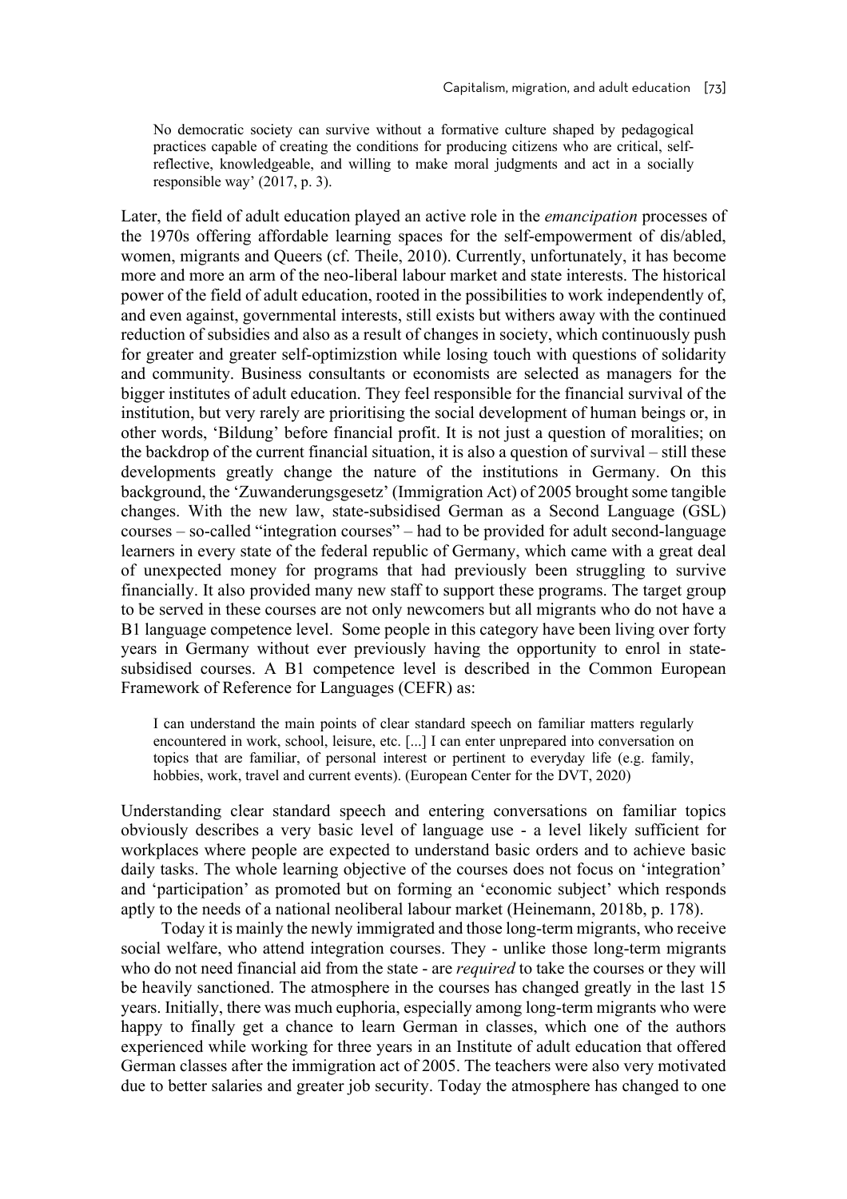> No democratic society can survive without a formative culture shaped by pedagogical practices capable of creating the conditions for producing citizens who are critical, self-reflective, knowledgeable, and willing to make moral judgments and act in a socially responsible way' (2017, p. 3).

Later, the field of adult education played an active role in the *emancipation* processes of the 1970s offering affordable learning spaces for the self-empowerment of dis/abled, women, migrants and Queers (cf. Theile, 2010). Currently, unfortunately, it has become more and more an arm of the neo-liberal labour market and state interests. The historical power of the field of adult education, rooted in the possibilities to work independently of, and even against, governmental interests, still exists but withers away with the continued reduction of subsidies and also as a result of changes in society, which continuously push for greater and greater self-optimizstion while losing touch with questions of solidarity and community. Business consultants or economists are selected as managers for the bigger institutes of adult education. They feel responsible for the financial survival of the institution, but very rarely are prioritising the social development of human beings or, in other words, 'Bildung' before financial profit. It is not just a question of moralities; on the backdrop of the current financial situation, it is also a question of survival – still these developments greatly change the nature of the institutions in Germany. On this background, the 'Zuwanderungsgesetz' (Immigration Act) of 2005 brought some tangible changes. With the new law, state-subsidised German as a Second Language (GSL) courses – so-called "integration courses" – had to be provided for adult second-language learners in every state of the federal republic of Germany, which came with a great deal of unexpected money for programs that had previously been struggling to survive financially. It also provided many new staff to support these programs. The target group to be served in these courses are not only newcomers but all migrants who do not have a B1 language competence level. Some people in this category have been living over forty years in Germany without ever previously having the opportunity to enrol in state-subsidised courses. A B1 competence level is described in the Common European Framework of Reference for Languages (CEFR) as:

> I can understand the main points of clear standard speech on familiar matters regularly encountered in work, school, leisure, etc. [...] I can enter unprepared into conversation on topics that are familiar, of personal interest or pertinent to everyday life (e.g. family, hobbies, work, travel and current events). (European Center for the DVT, 2020)

Understanding clear standard speech and entering conversations on familiar topics obviously describes a very basic level of language use - a level likely sufficient for workplaces where people are expected to understand basic orders and to achieve basic daily tasks. The whole learning objective of the courses does not focus on 'integration' and 'participation' as promoted but on forming an 'economic subject' which responds aptly to the needs of a national neoliberal labour market (Heinemann, 2018b, p. 178).

Today it is mainly the newly immigrated and those long-term migrants, who receive social welfare, who attend integration courses. They - unlike those long-term migrants who do not need financial aid from the state - are *required* to take the courses or they will be heavily sanctioned. The atmosphere in the courses has changed greatly in the last 15 years. Initially, there was much euphoria, especially among long-term migrants who were happy to finally get a chance to learn German in classes, which one of the authors experienced while working for three years in an Institute of adult education that offered German classes after the immigration act of 2005. The teachers were also very motivated due to better salaries and greater job security. Today the atmosphere has changed to one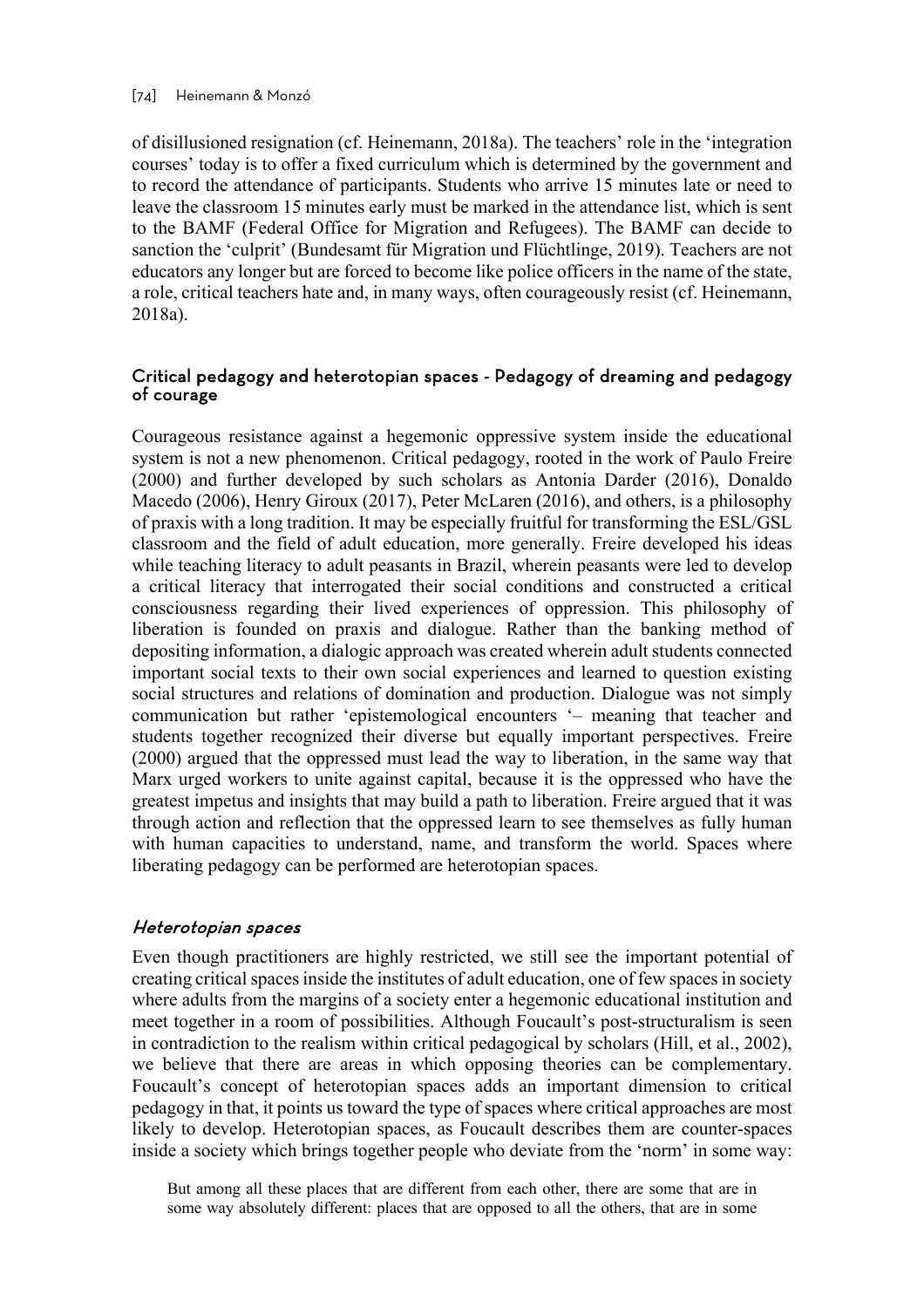of disillusioned resignation (cf. Heinemann, 2018a). The teachers' role in the 'integration courses' today is to offer a fixed curriculum which is determined by the government and to record the attendance of participants. Students who arrive 15 minutes late or need to leave the classroom 15 minutes early must be marked in the attendance list, which is sent to the BAMF (Federal Office for Migration and Refugees). The BAMF can decide to sanction the 'culprit' (Bundesamt für Migration und Flüchtlinge, 2019). Teachers are not educators any longer but are forced to become like police officers in the name of the state, a role, critical teachers hate and, in many ways, often courageously resist (cf. Heinemann, 2018a).

## Critical pedagogy and heterotopian spaces - Pedagogy of dreaming and pedagogy of courage

Courageous resistance against a hegemonic oppressive system inside the educational system is not a new phenomenon. Critical pedagogy, rooted in the work of Paulo Freire (2000) and further developed by such scholars as Antonia Darder (2016), Donaldo Macedo (2006), Henry Giroux (2017), Peter McLaren (2016), and others, is a philosophy of praxis with a long tradition. It may be especially fruitful for transforming the ESL/GSL classroom and the field of adult education, more generally. Freire developed his ideas while teaching literacy to adult peasants in Brazil, wherein peasants were led to develop a critical literacy that interrogated their social conditions and constructed a critical consciousness regarding their lived experiences of oppression. This philosophy of liberation is founded on praxis and dialogue. Rather than the banking method of depositing information, a dialogic approach was created wherein adult students connected important social texts to their own social experiences and learned to question existing social structures and relations of domination and production. Dialogue was not simply communication but rather 'epistemological encounters '– meaning that teacher and students together recognized their diverse but equally important perspectives. Freire (2000) argued that the oppressed must lead the way to liberation, in the same way that Marx urged workers to unite against capital, because it is the oppressed who have the greatest impetus and insights that may build a path to liberation. Freire argued that it was through action and reflection that the oppressed learn to see themselves as fully human with human capacities to understand, name, and transform the world. Spaces where liberating pedagogy can be performed are heterotopian spaces.

### *Heterotopian spaces*

Even though practitioners are highly restricted, we still see the important potential of creating critical spaces inside the institutes of adult education, one of few spaces in society where adults from the margins of a society enter a hegemonic educational institution and meet together in a room of possibilities. Although Foucault's post-structuralism is seen in contradiction to the realism within critical pedagogical by scholars (Hill, et al., 2002), we believe that there are areas in which opposing theories can be complementary. Foucault's concept of heterotopian spaces adds an important dimension to critical pedagogy in that, it points us toward the type of spaces where critical approaches are most likely to develop. Heterotopian spaces, as Foucault describes them are counter-spaces inside a society which brings together people who deviate from the 'norm' in some way:

> But among all these places that are different from each other, there are some that are in some way absolutely different: places that are opposed to all the others, that are in some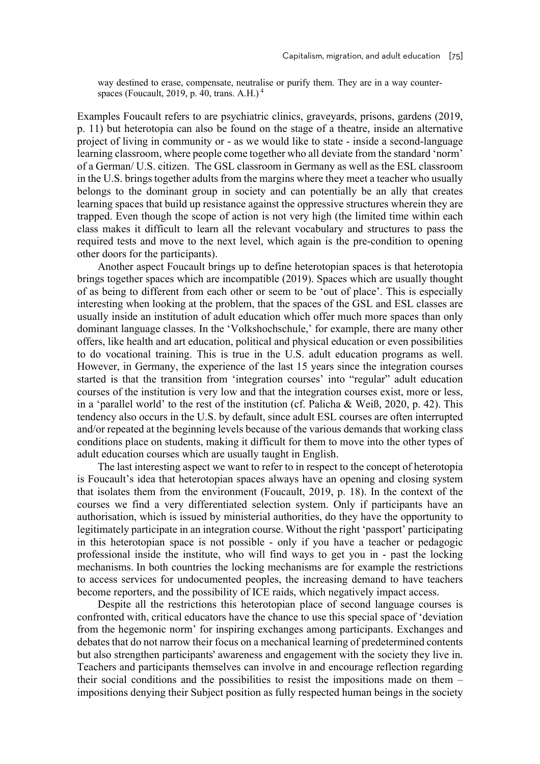way destined to erase, compensate, neutralise or purify them. They are in a way counter-spaces (Foucault, 2019, p. 40, trans. A.H.) [4]

Examples Foucault refers to are psychiatric clinics, graveyards, prisons, gardens (2019, p. 11) but heterotopia can also be found on the stage of a theatre, inside an alternative project of living in community or - as we would like to state - inside a second-language learning classroom, where people come together who all deviate from the standard 'norm' of a German/ U.S. citizen. The GSL classroom in Germany as well as the ESL classroom in the U.S. brings together adults from the margins where they meet a teacher who usually belongs to the dominant group in society and can potentially be an ally that creates learning spaces that build up resistance against the oppressive structures wherein they are trapped. Even though the scope of action is not very high (the limited time within each class makes it difficult to learn all the relevant vocabulary and structures to pass the required tests and move to the next level, which again is the pre-condition to opening other doors for the participants).

Another aspect Foucault brings up to define heterotopian spaces is that heterotopia brings together spaces which are incompatible (2019). Spaces which are usually thought of as being to different from each other or seem to be 'out of place'. This is especially interesting when looking at the problem, that the spaces of the GSL and ESL classes are usually inside an institution of adult education which offer much more spaces than only dominant language classes. In the 'Volkshochschule,' for example, there are many other offers, like health and art education, political and physical education or even possibilities to do vocational training. This is true in the U.S. adult education programs as well. However, in Germany, the experience of the last 15 years since the integration courses started is that the transition from 'integration courses' into "regular" adult education courses of the institution is very low and that the integration courses exist, more or less, in a 'parallel world' to the rest of the institution (cf. Palicha & Weiß, 2020, p. 42). This tendency also occurs in the U.S. by default, since adult ESL courses are often interrupted and/or repeated at the beginning levels because of the various demands that working class conditions place on students, making it difficult for them to move into the other types of adult education courses which are usually taught in English.

The last interesting aspect we want to refer to in respect to the concept of heterotopia is Foucault's idea that heterotopian spaces always have an opening and closing system that isolates them from the environment (Foucault, 2019, p. 18). In the context of the courses we find a very differentiated selection system. Only if participants have an authorisation, which is issued by ministerial authorities, do they have the opportunity to legitimately participate in an integration course. Without the right 'passport' participating in this heterotopian space is not possible - only if you have a teacher or pedagogic professional inside the institute, who will find ways to get you in - past the locking mechanisms. In both countries the locking mechanisms are for example the restrictions to access services for undocumented peoples, the increasing demand to have teachers become reporters, and the possibility of ICE raids, which negatively impact access.

Despite all the restrictions this heterotopian place of second language courses is confronted with, critical educators have the chance to use this special space of 'deviation from the hegemonic norm' for inspiring exchanges among participants. Exchanges and debates that do not narrow their focus on a mechanical learning of predetermined contents but also strengthen participants' awareness and engagement with the society they live in. Teachers and participants themselves can involve in and encourage reflection regarding their social conditions and the possibilities to resist the impositions made on them – impositions denying their Subject position as fully respected human beings in the society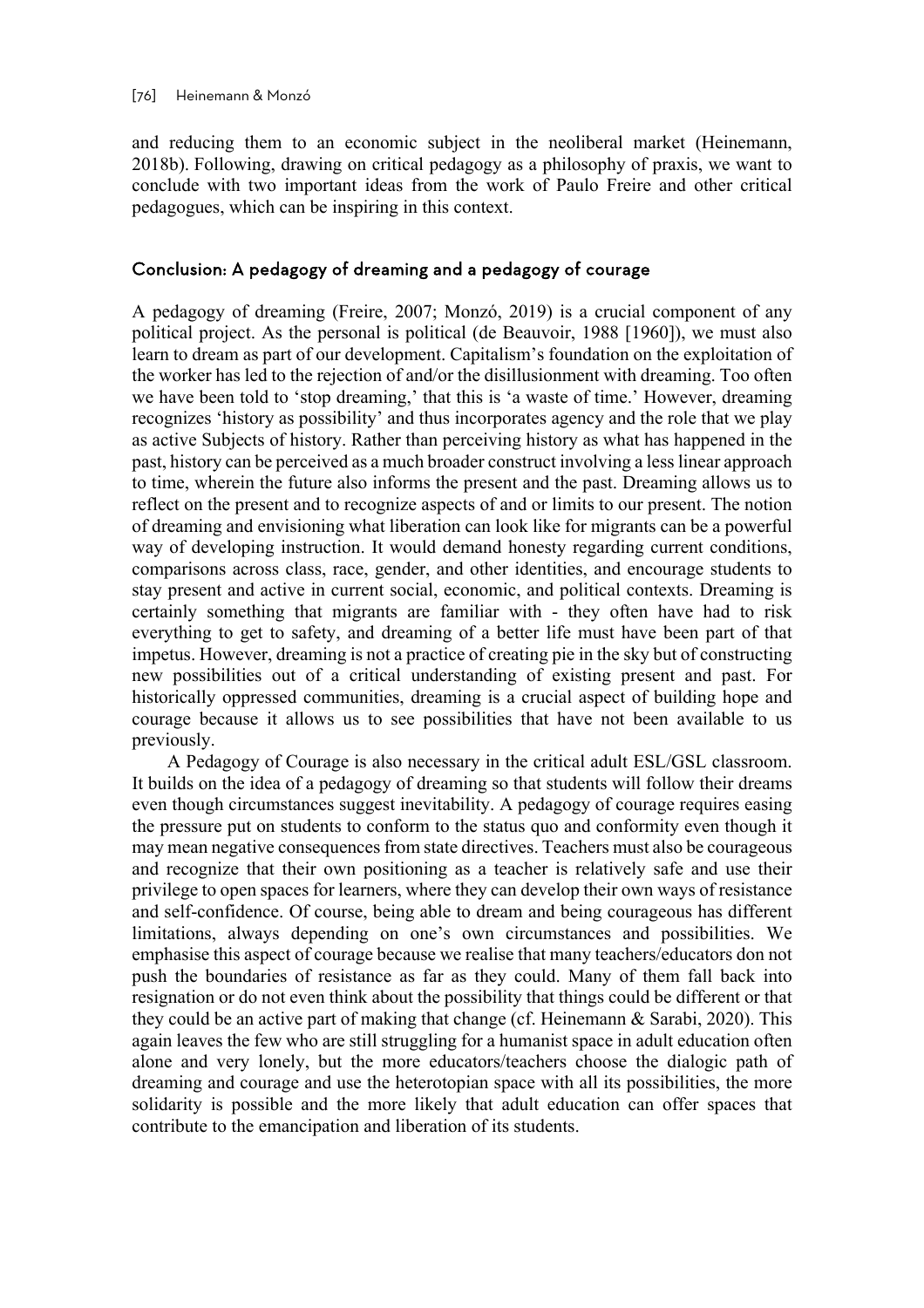and reducing them to an economic subject in the neoliberal market (Heinemann, 2018b). Following, drawing on critical pedagogy as a philosophy of praxis, we want to conclude with two important ideas from the work of Paulo Freire and other critical pedagogues, which can be inspiring in this context.

## Conclusion: A pedagogy of dreaming and a pedagogy of courage

A pedagogy of dreaming (Freire, 2007; Monzó, 2019) is a crucial component of any political project. As the personal is political (de Beauvoir, 1988 [1960]), we must also learn to dream as part of our development. Capitalism's foundation on the exploitation of the worker has led to the rejection of and/or the disillusionment with dreaming. Too often we have been told to 'stop dreaming,' that this is 'a waste of time.' However, dreaming recognizes 'history as possibility' and thus incorporates agency and the role that we play as active Subjects of history. Rather than perceiving history as what has happened in the past, history can be perceived as a much broader construct involving a less linear approach to time, wherein the future also informs the present and the past. Dreaming allows us to reflect on the present and to recognize aspects of and or limits to our present. The notion of dreaming and envisioning what liberation can look like for migrants can be a powerful way of developing instruction. It would demand honesty regarding current conditions, comparisons across class, race, gender, and other identities, and encourage students to stay present and active in current social, economic, and political contexts. Dreaming is certainly something that migrants are familiar with - they often have had to risk everything to get to safety, and dreaming of a better life must have been part of that impetus. However, dreaming is not a practice of creating pie in the sky but of constructing new possibilities out of a critical understanding of existing present and past. For historically oppressed communities, dreaming is a crucial aspect of building hope and courage because it allows us to see possibilities that have not been available to us previously.

A Pedagogy of Courage is also necessary in the critical adult ESL/GSL classroom. It builds on the idea of a pedagogy of dreaming so that students will follow their dreams even though circumstances suggest inevitability. A pedagogy of courage requires easing the pressure put on students to conform to the status quo and conformity even though it may mean negative consequences from state directives. Teachers must also be courageous and recognize that their own positioning as a teacher is relatively safe and use their privilege to open spaces for learners, where they can develop their own ways of resistance and self-confidence. Of course, being able to dream and being courageous has different limitations, always depending on one's own circumstances and possibilities. We emphasise this aspect of courage because we realise that many teachers/educators don not push the boundaries of resistance as far as they could. Many of them fall back into resignation or do not even think about the possibility that things could be different or that they could be an active part of making that change (cf. Heinemann & Sarabi, 2020). This again leaves the few who are still struggling for a humanist space in adult education often alone and very lonely, but the more educators/teachers choose the dialogic path of dreaming and courage and use the heterotopian space with all its possibilities, the more solidarity is possible and the more likely that adult education can offer spaces that contribute to the emancipation and liberation of its students.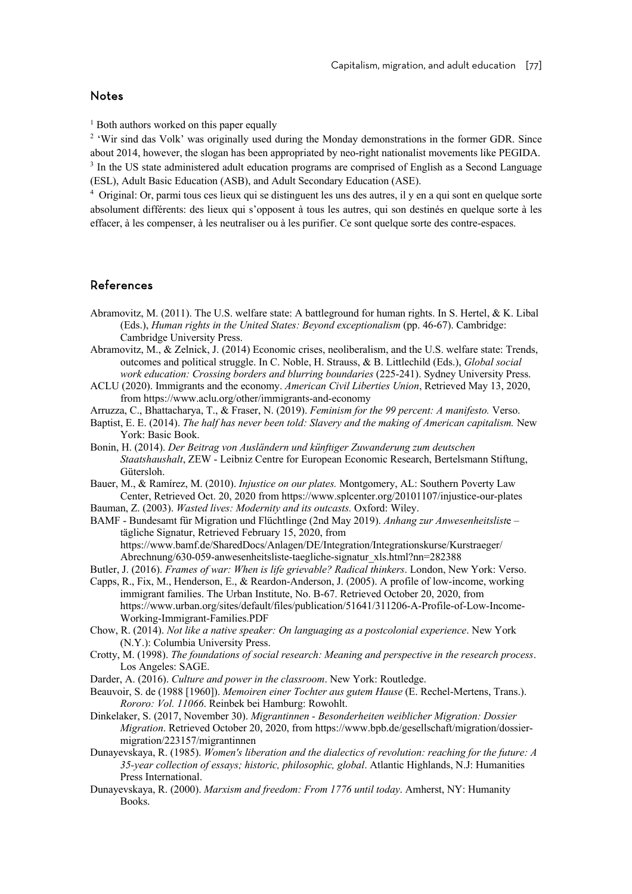## Notes

[1] Both authors worked on this paper equally

[2] 'Wir sind das Volk' was originally used during the Monday demonstrations in the former GDR. Since about 2014, however, the slogan has been appropriated by neo-right nationalist movements like PEGIDA.

[3] In the US state administered adult education programs are comprised of English as a Second Language (ESL), Adult Basic Education (ASB), and Adult Secondary Education (ASE).

[4] Original: Or, parmi tous ces lieux qui se distinguent les uns des autres, il y en a qui sont en quelque sorte absolument différents: des lieux qui s'opposent à tous les autres, qui son destinés en quelque sorte à les effacer, à les compenser, à les neutraliser ou à les purifier. Ce sont quelque sorte des contre-espaces.

## References

Abramovitz, M. (2011). The U.S. welfare state: A battleground for human rights. In S. Hertel, & K. Libal (Eds.), *Human rights in the United States: Beyond exceptionalism* (pp. 46-67). Cambridge: Cambridge University Press.

Abramovitz, M., & Zelnick, J. (2014) Economic crises, neoliberalism, and the U.S. welfare state: Trends, outcomes and political struggle. In C. Noble, H. Strauss, & B. Littlechild (Eds.), *Global social work education: Crossing borders and blurring boundaries* (225-241). Sydney University Press.

ACLU (2020). Immigrants and the economy. *American Civil Liberties Union*, Retrieved May 13, 2020, from https://www.aclu.org/other/immigrants-and-economy

Arruzza, C., Bhattacharya, T., & Fraser, N. (2019). *Feminism for the 99 percent: A manifesto.* Verso.

Baptist, E. E. (2014). *The half has never been told: Slavery and the making of American capitalism.* New York: Basic Book.

Bonin, H. (2014). *Der Beitrag von Ausländern und künftiger Zuwanderung zum deutschen Staatshaushalt*, ZEW - Leibniz Centre for European Economic Research, Bertelsmann Stiftung, Gütersloh.

Bauer, M., & Ramírez, M. (2010). *Injustice on our plates.* Montgomery, AL: Southern Poverty Law Center, Retrieved Oct. 20, 2020 from https://www.splcenter.org/20101107/injustice-our-plates

Bauman, Z. (2003). *Wasted lives: Modernity and its outcasts.* Oxford: Wiley.

BAMF - Bundesamt für Migration und Flüchtlinge (2nd May 2019). *Anhang zur Anwesenheitsliste* – tägliche Signatur, Retrieved February 15, 2020, from https://www.bamf.de/SharedDocs/Anlagen/DE/Integration/Integrationskurse/Kurstraeger/Abrechnung/630-059-anwesenheitsliste-taegliche-signatur_xls.html?nn=282388

Butler, J. (2016). *Frames of war: When is life grievable? Radical thinkers*. London, New York: Verso.

Capps, R., Fix, M., Henderson, E., & Reardon-Anderson, J. (2005). A profile of low-income, working immigrant families. The Urban Institute, No. B-67. Retrieved October 20, 2020, from https://www.urban.org/sites/default/files/publication/51641/311206-A-Profile-of-Low-Income-Working-Immigrant-Families.PDF

Chow, R. (2014). *Not like a native speaker: On languaging as a postcolonial experience*. New York (N.Y.): Columbia University Press.

Crotty, M. (1998). *The foundations of social research: Meaning and perspective in the research process*. Los Angeles: SAGE.

Darder, A. (2016). *Culture and power in the classroom*. New York: Routledge.

Beauvoir, S. de (1988 [1960]). *Memoiren einer Tochter aus gutem Hause* (E. Rechel-Mertens, Trans.). *Rororo: Vol. 11066*. Reinbek bei Hamburg: Rowohlt.

Dinkelaker, S. (2017, November 30). *Migrantinnen - Besonderheiten weiblicher Migration: Dossier Migration*. Retrieved October 20, 2020, from https://www.bpb.de/gesellschaft/migration/dossier-migration/223157/migrantinnen

Dunayevskaya, R. (1985). *Women's liberation and the dialectics of revolution: reaching for the future: A 35-year collection of essays; historic, philosophic, global*. Atlantic Highlands, N.J: Humanities Press International.

Dunayevskaya, R. (2000). *Marxism and freedom: From 1776 until today*. Amherst, NY: Humanity Books.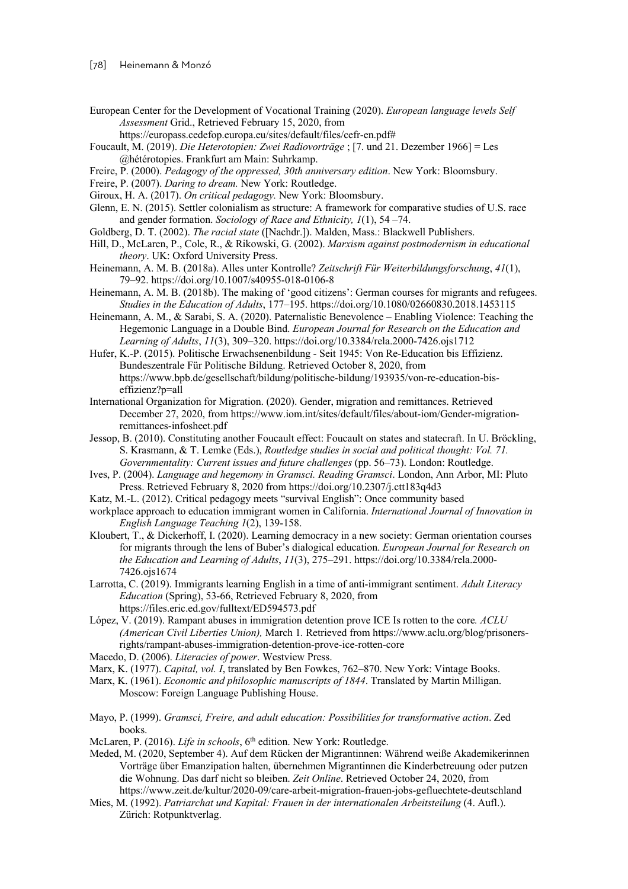European Center for the Development of Vocational Training (2020). *European language levels Self Assessment* Grid., Retrieved February 15, 2020, from https://europass.cedefop.europa.eu/sites/default/files/cefr-en.pdf#

Foucault, M. (2019). *Die Heterotopien: Zwei Radiovorträge* ; [7. und 21. Dezember 1966] = Les @hétérotopies. Frankfurt am Main: Suhrkamp.

Freire, P. (2000). *Pedagogy of the oppressed, 30th anniversary edition*. New York: Bloomsbury.

Freire, P. (2007). *Daring to dream.* New York: Routledge.

Giroux, H. A. (2017). *On critical pedagogy.* New York: Bloomsbury.

Glenn, E. N. (2015). Settler colonialism as structure: A framework for comparative studies of U.S. race and gender formation. *Sociology of Race and Ethnicity, 1*(1), 54 –74.

Goldberg, D. T. (2002). *The racial state* ([Nachdr.]). Malden, Mass.: Blackwell Publishers.

Hill, D., McLaren, P., Cole, R., & Rikowski, G. (2002). *Marxism against postmodernism in educational theory*. UK: Oxford University Press.

Heinemann, A. M. B. (2018a). Alles unter Kontrolle? *Zeitschrift Für Weiterbildungsforschung*, *41*(1), 79–92. https://doi.org/10.1007/s40955-018-0106-8

Heinemann, A. M. B. (2018b). The making of 'good citizens': German courses for migrants and refugees. *Studies in the Education of Adults*, 177–195. https://doi.org/10.1080/02660830.2018.1453115

Heinemann, A. M., & Sarabi, S. A. (2020). Paternalistic Benevolence – Enabling Violence: Teaching the Hegemonic Language in a Double Bind. *European Journal for Research on the Education and Learning of Adults*, *11*(3), 309–320. https://doi.org/10.3384/rela.2000-7426.ojs1712

Hufer, K.-P. (2015). Politische Erwachsenenbildung - Seit 1945: Von Re-Education bis Effizienz. Bundeszentrale Für Politische Bildung. Retrieved October 8, 2020, from https://www.bpb.de/gesellschaft/bildung/politische-bildung/193935/von-re-education-bis-effizienz?p=all

International Organization for Migration. (2020). Gender, migration and remittances. Retrieved December 27, 2020, from https://www.iom.int/sites/default/files/about-iom/Gender-migration-remittances-infosheet.pdf

Jessop, B. (2010). Constituting another Foucault effect: Foucault on states and statecraft. In U. Bröckling, S. Krasmann, & T. Lemke (Eds.), *Routledge studies in social and political thought: Vol. 71. Governmentality: Current issues and future challenges* (pp. 56–73). London: Routledge.

Ives, P. (2004). *Language and hegemony in Gramsci. Reading Gramsci*. London, Ann Arbor, MI: Pluto Press. Retrieved February 8, 2020 from https://doi.org/10.2307/j.ctt183q4d3

Katz, M.-L. (2012). Critical pedagogy meets "survival English": Once community based workplace approach to education immigrant women in California. *International Journal of Innovation in English Language Teaching 1*(2), 139-158.

Kloubert, T., & Dickerhoff, I. (2020). Learning democracy in a new society: German orientation courses for migrants through the lens of Buber's dialogical education. *European Journal for Research on the Education and Learning of Adults*, *11*(3), 275–291. https://doi.org/10.3384/rela.2000-7426.ojs1674

Larrotta, C. (2019). Immigrants learning English in a time of anti-immigrant sentiment. *Adult Literacy Education* (Spring), 53-66, Retrieved February 8, 2020, from https://files.eric.ed.gov/fulltext/ED594573.pdf

López, V. (2019). Rampant abuses in immigration detention prove ICE Is rotten to the core*. ACLU (American Civil Liberties Union),* March 1*.* Retrieved from https://www.aclu.org/blog/prisoners-rights/rampant-abuses-immigration-detention-prove-ice-rotten-core

Macedo, D. (2006). *Literacies of power*. Westview Press.

Marx, K. (1977). *Capital, vol. I*, translated by Ben Fowkes, 762–870. New York: Vintage Books.

Marx, K. (1961). *Economic and philosophic manuscripts of 1844*. Translated by Martin Milligan. Moscow: Foreign Language Publishing House.

Mayo, P. (1999). *Gramsci, Freire, and adult education: Possibilities for transformative action*. Zed books.

McLaren, P. (2016). *Life in schools*, 6th edition. New York: Routledge.

Meded, M. (2020, September 4). Auf dem Rücken der Migrantinnen: Während weiße Akademikerinnen Vorträge über Emanzipation halten, übernehmen Migrantinnen die Kinderbetreuung oder putzen die Wohnung. Das darf nicht so bleiben. *Zeit Online*. Retrieved October 24, 2020, from https://www.zeit.de/kultur/2020-09/care-arbeit-migration-frauen-jobs-gefluechtete-deutschland

Mies, M. (1992). *Patriarchat und Kapital: Frauen in der internationalen Arbeitsteilung* (4. Aufl.). Zürich: Rotpunktverlag.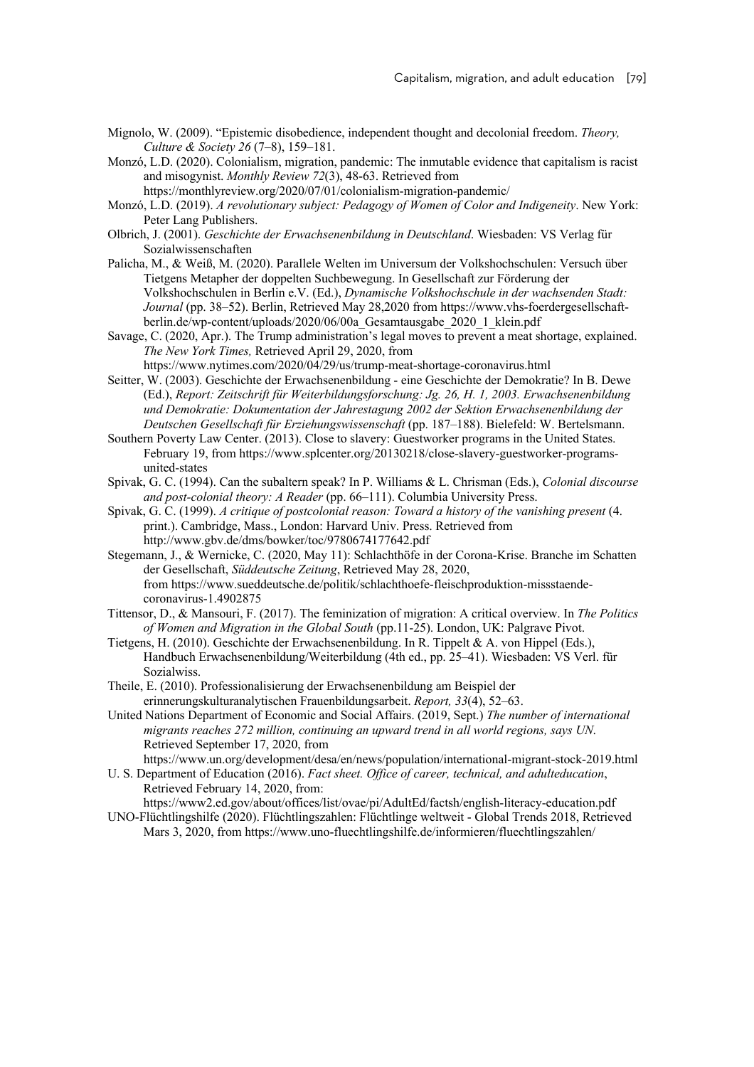Mignolo, W. (2009). "Epistemic disobedience, independent thought and decolonial freedom. *Theory, Culture & Society 26* (7–8), 159–181.

Monzó, L.D. (2020). Colonialism, migration, pandemic: The inmutable evidence that capitalism is racist and misogynist. *Monthly Review 72*(3), 48-63. Retrieved from https://monthlyreview.org/2020/07/01/colonialism-migration-pandemic/

Monzó, L.D. (2019). *A revolutionary subject: Pedagogy of Women of Color and Indigeneity*. New York: Peter Lang Publishers.

Olbrich, J. (2001). *Geschichte der Erwachsenenbildung in Deutschland*. Wiesbaden: VS Verlag für Sozialwissenschaften

Palicha, M., & Weiß, M. (2020). Parallele Welten im Universum der Volkshochschulen: Versuch über Tietgens Metapher der doppelten Suchbewegung. In Gesellschaft zur Förderung der Volkshochschulen in Berlin e.V. (Ed.), *Dynamische Volkshochschule in der wachsenden Stadt: Journal* (pp. 38–52). Berlin, Retrieved May 28,2020 from https://www.vhs-foerdergesellschaft-berlin.de/wp-content/uploads/2020/06/00a_Gesamtausgabe_2020_1_klein.pdf

Savage, C. (2020, Apr.). The Trump administration's legal moves to prevent a meat shortage, explained. *The New York Times,* Retrieved April 29, 2020, from https://www.nytimes.com/2020/04/29/us/trump-meat-shortage-coronavirus.html

Seitter, W. (2003). Geschichte der Erwachsenenbildung - eine Geschichte der Demokratie? In B. Dewe (Ed.), *Report: Zeitschrift für Weiterbildungsforschung: Jg. 26, H. 1, 2003. Erwachsenenbildung und Demokratie: Dokumentation der Jahrestagung 2002 der Sektion Erwachsenenbildung der Deutschen Gesellschaft für Erziehungswissenschaft* (pp. 187–188). Bielefeld: W. Bertelsmann.

Southern Poverty Law Center. (2013). Close to slavery: Guestworker programs in the United States. February 19, from https://www.splcenter.org/20130218/close-slavery-guestworker-programs-united-states

Spivak, G. C. (1994). Can the subaltern speak? In P. Williams & L. Chrisman (Eds.), *Colonial discourse and post-colonial theory: A Reader* (pp. 66–111). Columbia University Press.

Spivak, G. C. (1999). *A critique of postcolonial reason: Toward a history of the vanishing present* (4. print.). Cambridge, Mass., London: Harvard Univ. Press. Retrieved from http://www.gbv.de/dms/bowker/toc/9780674177642.pdf

Stegemann, J., & Wernicke, C. (2020, May 11): Schlachthöfe in der Corona-Krise. Branche im Schatten der Gesellschaft, *Süddeutsche Zeitung*, Retrieved May 28, 2020, from https://www.sueddeutsche.de/politik/schlachthoefe-fleischproduktion-missstaende-coronavirus-1.4902875

Tittensor, D., & Mansouri, F. (2017). The feminization of migration: A critical overview. In *The Politics of Women and Migration in the Global South* (pp.11-25). London, UK: Palgrave Pivot.

Tietgens, H. (2010). Geschichte der Erwachsenenbildung. In R. Tippelt & A. von Hippel (Eds.), Handbuch Erwachsenenbildung/Weiterbildung (4th ed., pp. 25–41). Wiesbaden: VS Verl. für Sozialwiss.

Theile, E. (2010). Professionalisierung der Erwachsenenbildung am Beispiel der erinnerungskulturanalytischen Frauenbildungsarbeit. *Report, 33*(4), 52–63.

United Nations Department of Economic and Social Affairs. (2019, Sept.) *The number of international migrants reaches 272 million, continuing an upward trend in all world regions, says UN.* Retrieved September 17, 2020, from https://www.un.org/development/desa/en/news/population/international-migrant-stock-2019.html

U. S. Department of Education (2016). *Fact sheet. Office of career, technical, and adulteducation*, Retrieved February 14, 2020, from: https://www2.ed.gov/about/offices/list/ovae/pi/AdultEd/factsh/english-literacy-education.pdf

UNO-Flüchtlingshilfe (2020). Flüchtlingszahlen: Flüchtlinge weltweit - Global Trends 2018, Retrieved Mars 3, 2020, from https://www.uno-fluechtlingshilfe.de/informieren/fluechtlingszahlen/